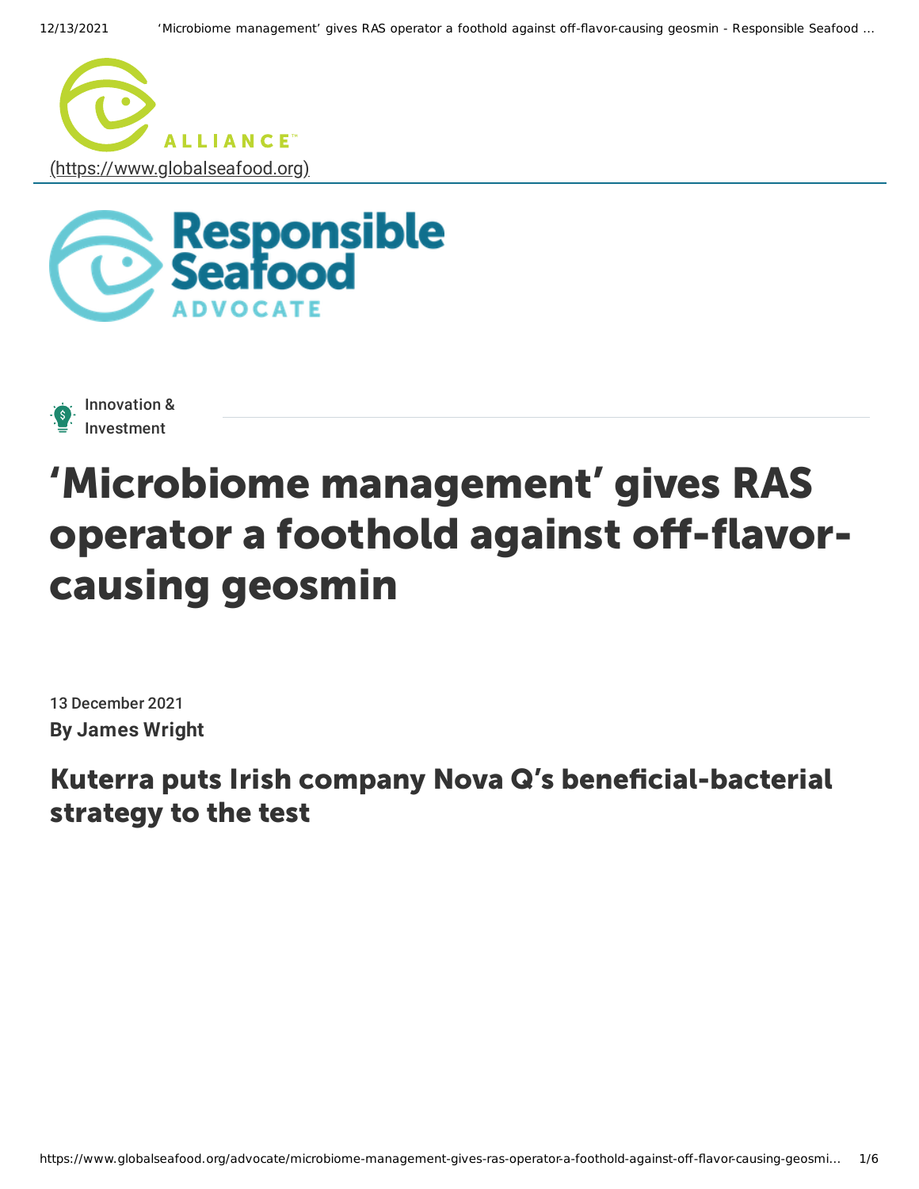(https://www.globalseafood.org)

Innovation & Investment

# 'Microbiome management' gives RAS operator a foothold against off-flavor-causing geosmin

13 December 2021

**By James Wright**

## Kuterra puts Irish company Nova Q's beneficial-bacterial strategy to the test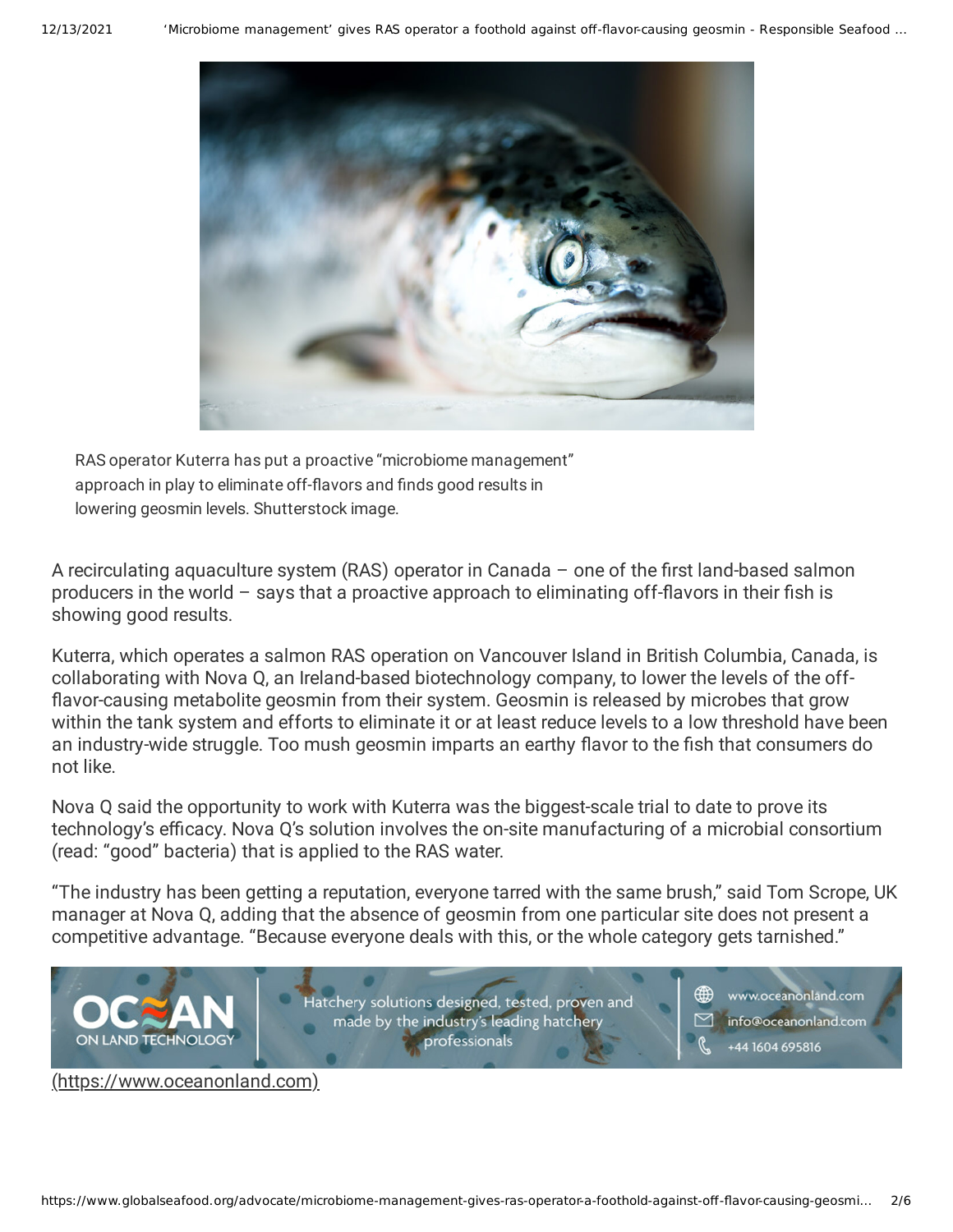RAS operator Kuterra has put a proactive "microbiome management" approach in play to eliminate off-flavors and finds good results in lowering geosmin levels. Shutterstock image.

A recirculating aquaculture system (RAS) operator in Canada – one of the first land-based salmon producers in the world – says that a proactive approach to eliminating off-flavors in their fish is showing good results.

Kuterra, which operates a salmon RAS operation on Vancouver Island in British Columbia, Canada, is collaborating with Nova Q, an Ireland-based biotechnology company, to lower the levels of the off-flavor-causing metabolite geosmin from their system. Geosmin is released by microbes that grow within the tank system and efforts to eliminate it or at least reduce levels to a low threshold have been an industry-wide struggle. Too mush geosmin imparts an earthy flavor to the fish that consumers do not like.

Nova Q said the opportunity to work with Kuterra was the biggest-scale trial to date to prove its technology's efficacy. Nova Q's solution involves the on-site manufacturing of a microbial consortium (read: "good" bacteria) that is applied to the RAS water.

"The industry has been getting a reputation, everyone tarred with the same brush," said Tom Scrope, UK manager at Nova Q, adding that the absence of geosmin from one particular site does not present a competitive advantage. "Because everyone deals with this, or the whole category gets tarnished."

OCEAN ON LAND TECHNOLOGY — Hatchery solutions designed, tested, proven and made by the industry's leading hatchery professionals — www.oceanonland.com — info@oceanonland.com — +44 1604 695816

(https://www.oceanonland.com)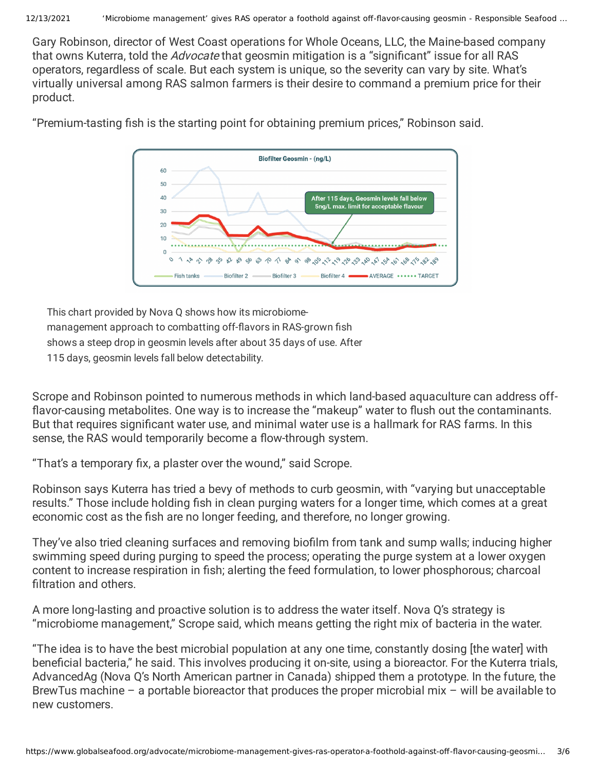Gary Robinson, director of West Coast operations for Whole Oceans, LLC, the Maine-based company that owns Kuterra, told the *Advocate* that geosmin mitigation is a "significant" issue for all RAS operators, regardless of scale. But each system is unique, so the severity can vary by site. What's virtually universal among RAS salmon farmers is their desire to command a premium price for their product.

"Premium-tasting fish is the starting point for obtaining premium prices," Robinson said.

This chart provided by Nova Q shows how its microbiome-management approach to combatting off-flavors in RAS-grown fish shows a steep drop in geosmin levels after about 35 days of use. After 115 days, geosmin levels fall below detectability.

Scrope and Robinson pointed to numerous methods in which land-based aquaculture can address off-flavor-causing metabolites. One way is to increase the "makeup" water to flush out the contaminants. But that requires significant water use, and minimal water use is a hallmark for RAS farms. In this sense, the RAS would temporarily become a flow-through system.

"That's a temporary fix, a plaster over the wound," said Scrope.

Robinson says Kuterra has tried a bevy of methods to curb geosmin, with "varying but unacceptable results." Those include holding fish in clean purging waters for a longer time, which comes at a great economic cost as the fish are no longer feeding, and therefore, no longer growing.

They've also tried cleaning surfaces and removing biofilm from tank and sump walls; inducing higher swimming speed during purging to speed the process; operating the purge system at a lower oxygen content to increase respiration in fish; alerting the feed formulation, to lower phosphorous; charcoal filtration and others.

A more long-lasting and proactive solution is to address the water itself. Nova Q's strategy is "microbiome management," Scrope said, which means getting the right mix of bacteria in the water.

"The idea is to have the best microbial population at any one time, constantly dosing [the water] with beneficial bacteria," he said. This involves producing it on-site, using a bioreactor. For the Kuterra trials, AdvancedAg (Nova Q's North American partner in Canada) shipped them a prototype. In the future, the BrewTus machine – a portable bioreactor that produces the proper microbial mix – will be available to new customers.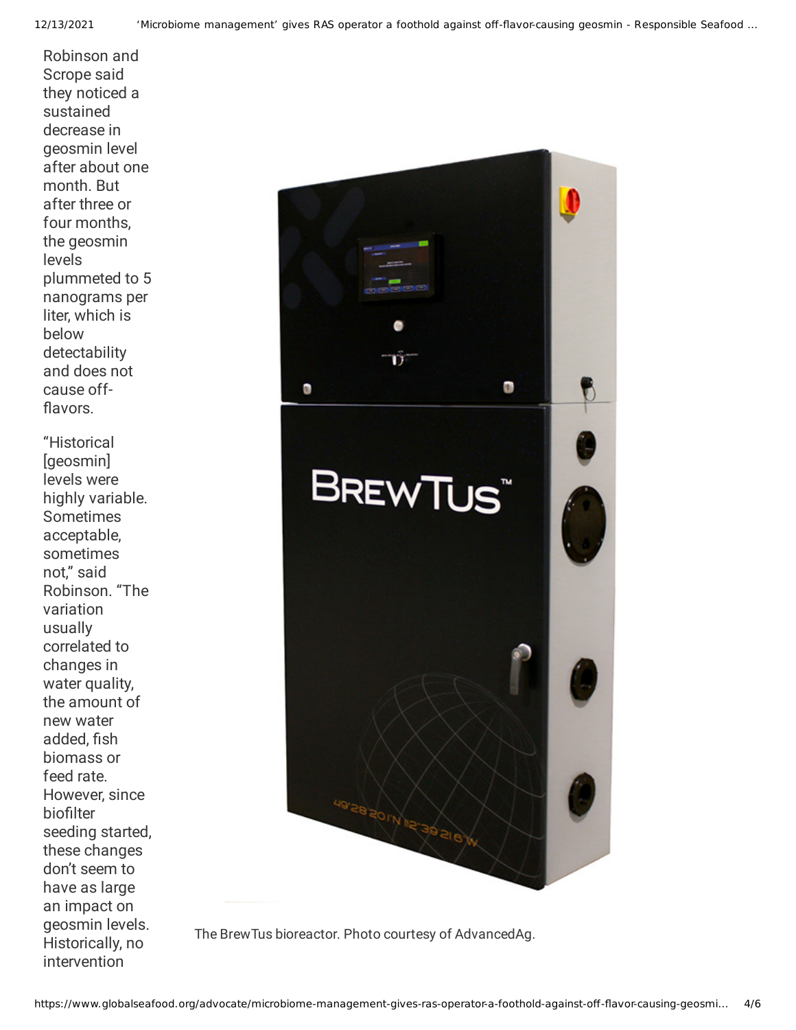Robinson and Scrope said they noticed a sustained decrease in geosmin level after about one month. But after three or four months, the geosmin levels plummeted to 5 nanograms per liter, which is below detectability and does not cause off-flavors.

"Historical [geosmin] levels were highly variable. Sometimes acceptable, sometimes not," said Robinson. "The variation usually correlated to changes in water quality, the amount of new water added, fish biomass or feed rate. However, since biofilter seeding started, these changes don't seem to have as large an impact on geosmin levels. Historically, no intervention

The BrewTus bioreactor. Photo courtesy of AdvancedAg.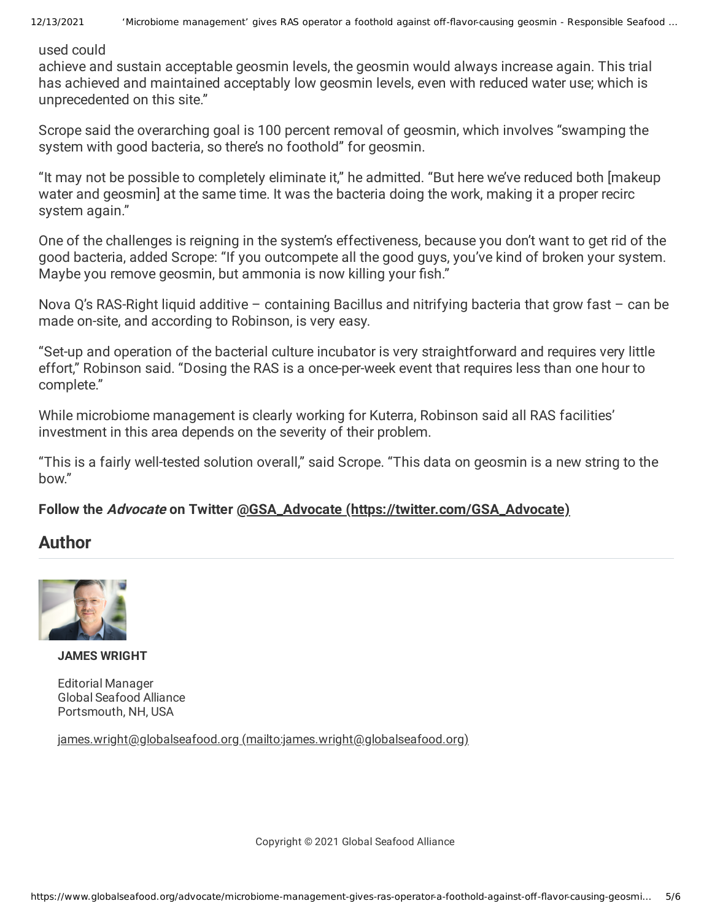used could
achieve and sustain acceptable geosmin levels, the geosmin would always increase again. This trial has achieved and maintained acceptably low geosmin levels, even with reduced water use; which is unprecedented on this site."

Scrope said the overarching goal is 100 percent removal of geosmin, which involves "swamping the system with good bacteria, so there's no foothold" for geosmin.

"It may not be possible to completely eliminate it," he admitted. "But here we've reduced both [makeup water and geosmin] at the same time. It was the bacteria doing the work, making it a proper recirc system again."

One of the challenges is reigning in the system's effectiveness, because you don't want to get rid of the good bacteria, added Scrope: "If you outcompete all the good guys, you've kind of broken your system. Maybe you remove geosmin, but ammonia is now killing your fish."

Nova Q's RAS-Right liquid additive – containing Bacillus and nitrifying bacteria that grow fast – can be made on-site, and according to Robinson, is very easy.

"Set-up and operation of the bacterial culture incubator is very straightforward and requires very little effort," Robinson said. "Dosing the RAS is a once-per-week event that requires less than one hour to complete."

While microbiome management is clearly working for Kuterra, Robinson said all RAS facilities' investment in this area depends on the severity of their problem.

"This is a fairly well-tested solution overall," said Scrope. "This data on geosmin is a new string to the bow."

**Follow the *Advocate* on Twitter @GSA_Advocate (https://twitter.com/GSA_Advocate)**

## Author

**JAMES WRIGHT**

Editorial Manager
Global Seafood Alliance
Portsmouth, NH, USA

james.wright@globalseafood.org (mailto:james.wright@globalseafood.org)

Copyright © 2021 Global Seafood Alliance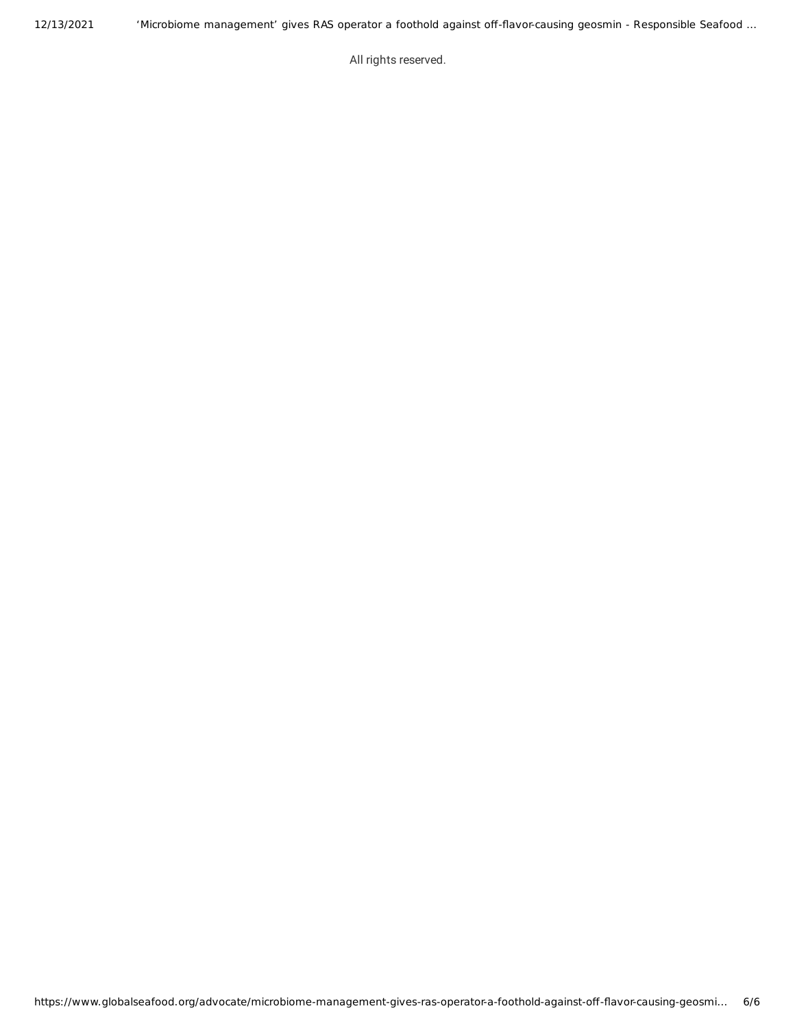All rights reserved.